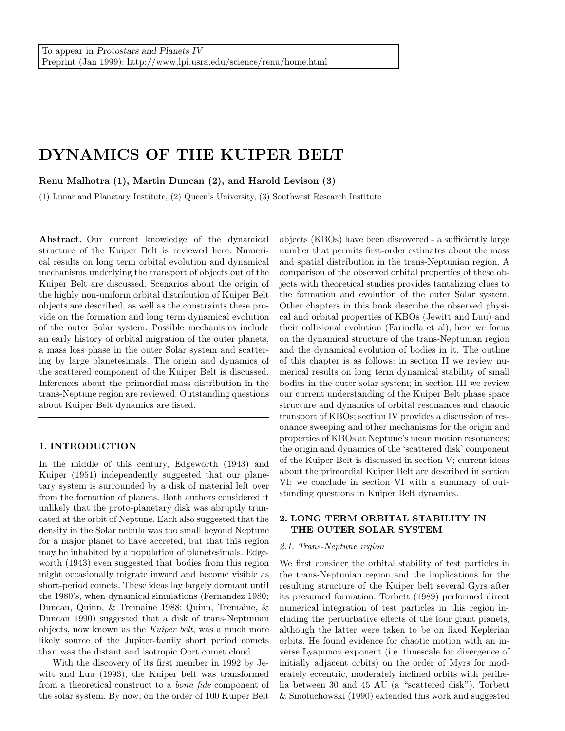To appear in *Protostars and Planets IV*
Preprint (Jan 1999): http://www.lpi.usra.edu/science/renu/home.html

# DYNAMICS OF THE KUIPER BELT

**Renu Malhotra (1), Martin Duncan (2), and Harold Levison (3)**

(1) Lunar and Planetary Institute, (2) Queen's University, (3) Southwest Research Institute

**Abstract.** Our current knowledge of the dynamical structure of the Kuiper Belt is reviewed here. Numerical results on long term orbital evolution and dynamical mechanisms underlying the transport of objects out of the Kuiper Belt are discussed. Scenarios about the origin of the highly non-uniform orbital distribution of Kuiper Belt objects are described, as well as the constraints these provide on the formation and long term dynamical evolution of the outer Solar system. Possible mechanisms include an early history of orbital migration of the outer planets, a mass loss phase in the outer Solar system and scattering by large planetesimals. The origin and dynamics of the scattered component of the Kuiper Belt is discussed. Inferences about the primordial mass distribution in the trans-Neptune region are reviewed. Outstanding questions about Kuiper Belt dynamics are listed.

## 1. INTRODUCTION

In the middle of this century, Edgeworth (1943) and Kuiper (1951) independently suggested that our planetary system is surrounded by a disk of material left over from the formation of planets. Both authors considered it unlikely that the proto-planetary disk was abruptly truncated at the orbit of Neptune. Each also suggested that the density in the Solar nebula was too small beyond Neptune for a major planet to have accreted, but that this region may be inhabited by a population of planetesimals. Edgeworth (1943) even suggested that bodies from this region might occasionally migrate inward and become visible as short-period comets. These ideas lay largely dormant until the 1980's, when dynamical simulations (Fernandez 1980; Duncan, Quinn, & Tremaine 1988; Quinn, Tremaine, & Duncan 1990) suggested that a disk of trans-Neptunian objects, now known as the *Kuiper belt*, was a much more likely source of the Jupiter-family short period comets than was the distant and isotropic Oort comet cloud.

With the discovery of its first member in 1992 by Jewitt and Luu (1993), the Kuiper belt was transformed from a theoretical construct to a *bona fide* component of the solar system. By now, on the order of 100 Kuiper Belt objects (KBOs) have been discovered - a sufficiently large number that permits first-order estimates about the mass and spatial distribution in the trans-Neptunian region. A comparison of the observed orbital properties of these objects with theoretical studies provides tantalizing clues to the formation and evolution of the outer Solar system. Other chapters in this book describe the observed physical and orbital properties of KBOs (Jewitt and Luu) and their collisional evolution (Farinella et al); here we focus on the dynamical structure of the trans-Neptunian region and the dynamical evolution of bodies in it. The outline of this chapter is as follows: in section II we review numerical results on long term dynamical stability of small bodies in the outer solar system; in section III we review our current understanding of the Kuiper Belt phase space structure and dynamics of orbital resonances and chaotic transport of KBOs; section IV provides a discussion of resonance sweeping and other mechanisms for the origin and properties of KBOs at Neptune's mean motion resonances; the origin and dynamics of the 'scattered disk' component of the Kuiper Belt is discussed in section V; current ideas about the primordial Kuiper Belt are described in section VI; we conclude in section VI with a summary of outstanding questions in Kuiper Belt dynamics.

## 2. LONG TERM ORBITAL STABILITY IN THE OUTER SOLAR SYSTEM

### *2.1. Trans-Neptune region*

We first consider the orbital stability of test particles in the trans-Neptunian region and the implications for the resulting structure of the Kuiper belt several Gyrs after its presumed formation. Torbett (1989) performed direct numerical integration of test particles in this region including the perturbative effects of the four giant planets, although the latter were taken to be on fixed Keplerian orbits. He found evidence for chaotic motion with an inverse Lyapunov exponent (i.e. timescale for divergence of initially adjacent orbits) on the order of Myrs for moderately eccentric, moderately inclined orbits with perihelia between 30 and 45 AU (a "scattered disk"). Torbett & Smoluchowski (1990) extended this work and suggested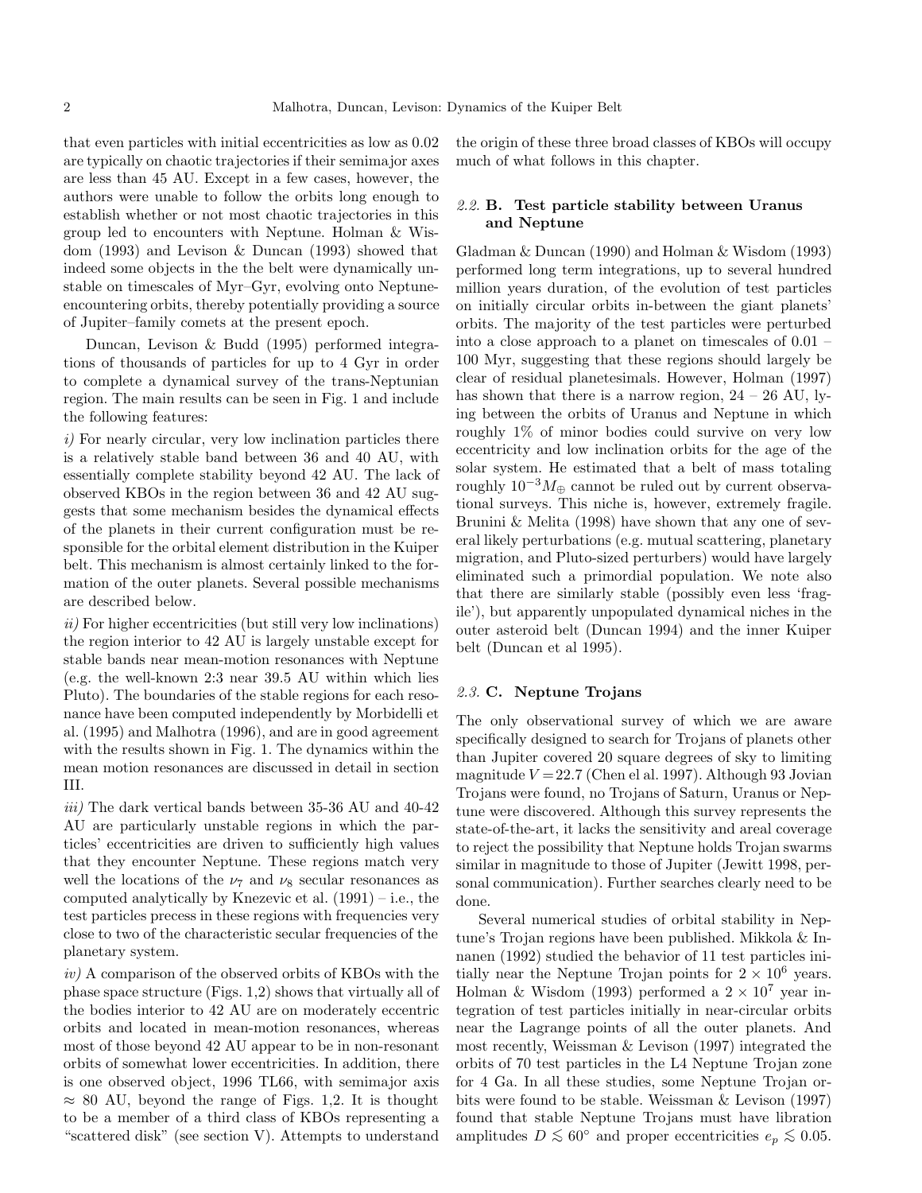that even particles with initial eccentricities as low as 0.02 are typically on chaotic trajectories if their semimajor axes are less than 45 AU. Except in a few cases, however, the authors were unable to follow the orbits long enough to establish whether or not most chaotic trajectories in this group led to encounters with Neptune. Holman & Wisdom (1993) and Levison & Duncan (1993) showed that indeed some objects in the the belt were dynamically unstable on timescales of Myr–Gyr, evolving onto Neptune-encountering orbits, thereby potentially providing a source of Jupiter–family comets at the present epoch.

Duncan, Levison & Budd (1995) performed integrations of thousands of particles for up to 4 Gyr in order to complete a dynamical survey of the trans-Neptunian region. The main results can be seen in Fig. 1 and include the following features:

*i)* For nearly circular, very low inclination particles there is a relatively stable band between 36 and 40 AU, with essentially complete stability beyond 42 AU. The lack of observed KBOs in the region between 36 and 42 AU suggests that some mechanism besides the dynamical effects of the planets in their current configuration must be responsible for the orbital element distribution in the Kuiper belt. This mechanism is almost certainly linked to the formation of the outer planets. Several possible mechanisms are described below.

*ii)* For higher eccentricities (but still very low inclinations) the region interior to 42 AU is largely unstable except for stable bands near mean-motion resonances with Neptune (e.g. the well-known 2:3 near 39.5 AU within which lies Pluto). The boundaries of the stable regions for each resonance have been computed independently by Morbidelli et al. (1995) and Malhotra (1996), and are in good agreement with the results shown in Fig. 1. The dynamics within the mean motion resonances are discussed in detail in section III.

*iii)* The dark vertical bands between 35-36 AU and 40-42 AU are particularly unstable regions in which the particles' eccentricities are driven to sufficiently high values that they encounter Neptune. These regions match very well the locations of the $\nu_7$ and $\nu_8$ secular resonances as computed analytically by Knezevic et al. (1991) – i.e., the test particles precess in these regions with frequencies very close to two of the characteristic secular frequencies of the planetary system.

*iv)* A comparison of the observed orbits of KBOs with the phase space structure (Figs. 1,2) shows that virtually all of the bodies interior to 42 AU are on moderately eccentric orbits and located in mean-motion resonances, whereas most of those beyond 42 AU appear to be in non-resonant orbits of somewhat lower eccentricities. In addition, there is one observed object, 1996 TL66, with semimajor axis $\approx$ 80 AU, beyond the range of Figs. 1,2. It is thought to be a member of a third class of KBOs representing a "scattered disk" (see section V). Attempts to understand the origin of these three broad classes of KBOs will occupy much of what follows in this chapter.

## 2.2. B. Test particle stability between Uranus and Neptune

Gladman & Duncan (1990) and Holman & Wisdom (1993) performed long term integrations, up to several hundred million years duration, of the evolution of test particles on initially circular orbits in-between the giant planets' orbits. The majority of the test particles were perturbed into a close approach to a planet on timescales of 0.01 – 100 Myr, suggesting that these regions should largely be clear of residual planetesimals. However, Holman (1997) has shown that there is a narrow region, 24 – 26 AU, lying between the orbits of Uranus and Neptune in which roughly 1% of minor bodies could survive on very low eccentricity and low inclination orbits for the age of the solar system. He estimated that a belt of mass totaling roughly $10^{-3} M_{\oplus}$ cannot be ruled out by current observational surveys. This niche is, however, extremely fragile. Brunini & Melita (1998) have shown that any one of several likely perturbations (e.g. mutual scattering, planetary migration, and Pluto-sized perturbers) would have largely eliminated such a primordial population. We note also that there are similarly stable (possibly even less 'fragile'), but apparently unpopulated dynamical niches in the outer asteroid belt (Duncan 1994) and the inner Kuiper belt (Duncan et al 1995).

## 2.3. C. Neptune Trojans

The only observational survey of which we are aware specifically designed to search for Trojans of planets other than Jupiter covered 20 square degrees of sky to limiting magnitude $V = 22.7$ (Chen el al. 1997). Although 93 Jovian Trojans were found, no Trojans of Saturn, Uranus or Neptune were discovered. Although this survey represents the state-of-the-art, it lacks the sensitivity and areal coverage to reject the possibility that Neptune holds Trojan swarms similar in magnitude to those of Jupiter (Jewitt 1998, personal communication). Further searches clearly need to be done.

Several numerical studies of orbital stability in Neptune's Trojan regions have been published. Mikkola & Innanen (1992) studied the behavior of 11 test particles initially near the Neptune Trojan points for $2 \times 10^6$ years. Holman & Wisdom (1993) performed a $2 \times 10^7$ year integration of test particles initially in near-circular orbits near the Lagrange points of all the outer planets. And most recently, Weissman & Levison (1997) integrated the orbits of 70 test particles in the L4 Neptune Trojan zone for 4 Ga. In all these studies, some Neptune Trojan orbits were found to be stable. Weissman & Levison (1997) found that stable Neptune Trojans must have libration amplitudes $D \lesssim 60^{\circ}$ and proper eccentricities $e_p \lesssim 0.05$.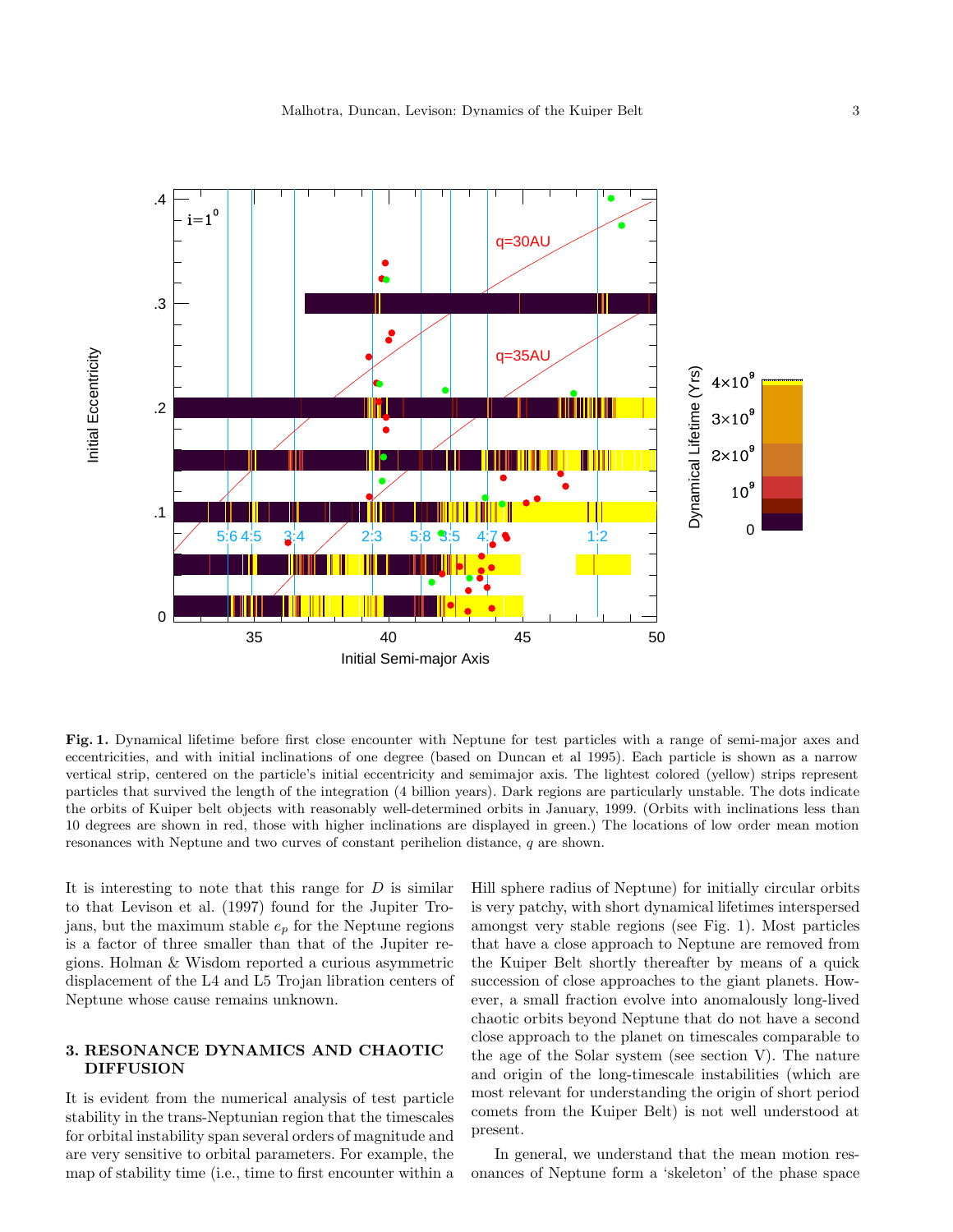**Fig. 1.** Dynamical lifetime before first close encounter with Neptune for test particles with a range of semi-major axes and eccentricities, and with initial inclinations of one degree (based on Duncan et al 1995). Each particle is shown as a narrow vertical strip, centered on the particle's initial eccentricity and semimajor axis. The lightest colored (yellow) strips represent particles that survived the length of the integration (4 billion years). Dark regions are particularly unstable. The dots indicate the orbits of Kuiper belt objects with reasonably well-determined orbits in January, 1999. (Orbits with inclinations less than 10 degrees are shown in red, those with higher inclinations are displayed in green.) The locations of low order mean motion resonances with Neptune and two curves of constant perihelion distance, $q$ are shown.

It is interesting to note that this range for $D$ is similar to that Levison et al. (1997) found for the Jupiter Trojans, but the maximum stable $e_p$ for the Neptune regions is a factor of three smaller than that of the Jupiter regions. Holman & Wisdom reported a curious asymmetric displacement of the L4 and L5 Trojan libration centers of Neptune whose cause remains unknown.

## 3. RESONANCE DYNAMICS AND CHAOTIC DIFFUSION

It is evident from the numerical analysis of test particle stability in the trans-Neptunian region that the timescales for orbital instability span several orders of magnitude and are very sensitive to orbital parameters. For example, the map of stability time (i.e., time to first encounter within a Hill sphere radius of Neptune) for initially circular orbits is very patchy, with short dynamical lifetimes interspersed amongst very stable regions (see Fig. 1). Most particles that have a close approach to Neptune are removed from the Kuiper Belt shortly thereafter by means of a quick succession of close approaches to the giant planets. However, a small fraction evolve into anomalously long-lived chaotic orbits beyond Neptune that do not have a second close approach to the planet on timescales comparable to the age of the Solar system (see section V). The nature and origin of the long-timescale instabilities (which are most relevant for understanding the origin of short period comets from the Kuiper Belt) is not well understood at present.

In general, we understand that the mean motion resonances of Neptune form a 'skeleton' of the phase space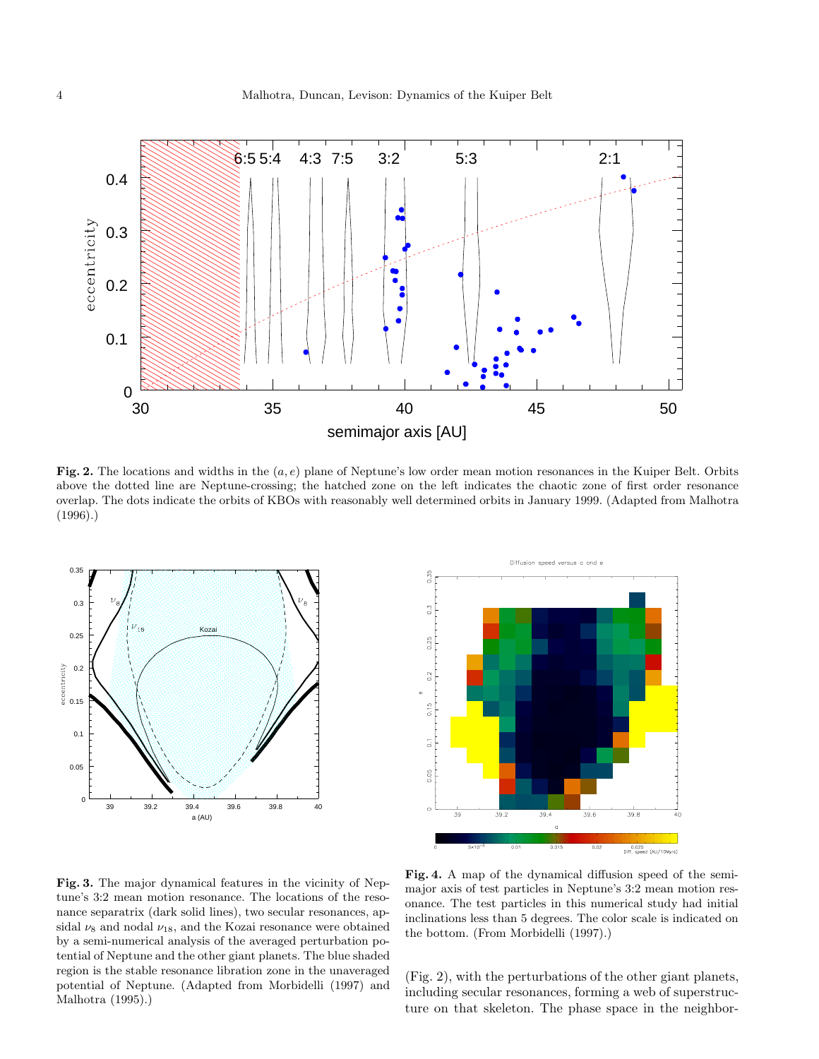**Fig. 2.** The locations and widths in the $(a, e)$ plane of Neptune's low order mean motion resonances in the Kuiper Belt. Orbits above the dotted line are Neptune-crossing; the hatched zone on the left indicates the chaotic zone of first order resonance overlap. The dots indicate the orbits of KBOs with reasonably well determined orbits in January 1999. (Adapted from Malhotra (1996).)

**Fig. 3.** The major dynamical features in the vicinity of Neptune's 3:2 mean motion resonance. The locations of the resonance separatrix (dark solid lines), two secular resonances, apsidal $\nu_8$ and nodal $\nu_{18}$, and the Kozai resonance were obtained by a semi-numerical analysis of the averaged perturbation potential of Neptune and the other giant planets. The blue shaded region is the stable resonance libration zone in the unaveraged potential of Neptune. (Adapted from Morbidelli (1997) and Malhotra (1995).)

**Fig. 4.** A map of the dynamical diffusion speed of the semimajor axis of test particles in Neptune's 3:2 mean motion resonance. The test particles in this numerical study had initial inclinations less than 5 degrees. The color scale is indicated on the bottom. (From Morbidelli (1997).)

(Fig. 2), with the perturbations of the other giant planets, including secular resonances, forming a web of superstructure on that skeleton. The phase space in the neighbor-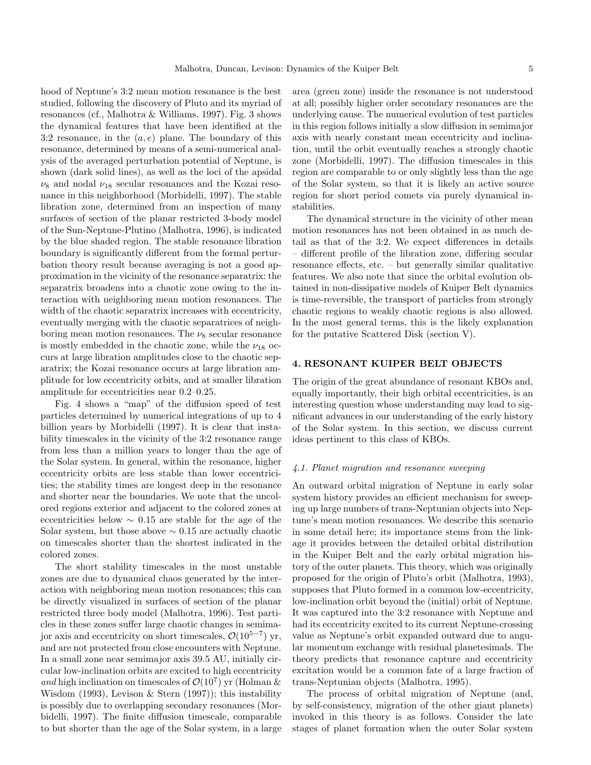hood of Neptune's 3:2 mean motion resonance is the best studied, following the discovery of Pluto and its myriad of resonances (cf., Malhotra & Williams, 1997). Fig. 3 shows the dynamical features that have been identified at the 3:2 resonance, in the $(a, e)$ plane. The boundary of this resonance, determined by means of a semi-numerical analysis of the averaged perturbation potential of Neptune, is shown (dark solid lines), as well as the loci of the apsidal $\nu_8$ and nodal $\nu_{18}$ secular resonances and the Kozai resonance in this neighborhood (Morbidelli, 1997). The stable libration zone, determined from an inspection of many surfaces of section of the planar restricted 3-body model of the Sun-Neptune-Plutino (Malhotra, 1996), is indicated by the blue shaded region. The stable resonance libration boundary is significantly different from the formal perturbation theory result because averaging is not a good approximation in the vicinity of the resonance separatrix: the separatrix broadens into a chaotic zone owing to the interaction with neighboring mean motion resonances. The width of the chaotic separatrix increases with eccentricity, eventually merging with the chaotic separatrices of neighboring mean motion resonances. The $\nu_8$ secular resonance is mostly embedded in the chaotic zone, while the $\nu_{18}$ occurs at large libration amplitudes close to the chaotic separatrix; the Kozai resonance occurs at large libration amplitude for low eccentricity orbits, and at smaller libration amplitude for eccentricities near 0.2–0.25.

Fig. 4 shows a "map" of the diffusion speed of test particles determined by numerical integrations of up to 4 billion years by Morbidelli (1997). It is clear that instability timescales in the vicinity of the 3:2 resonance range from less than a million years to longer than the age of the Solar system. In general, within the resonance, higher eccentricity orbits are less stable than lower eccentricities; the stability times are longest deep in the resonance and shorter near the boundaries. We note that the uncolored regions exterior and adjacent to the colored zones at eccentricities below $\sim 0.15$ are stable for the age of the Solar system, but those above $\sim 0.15$ are actually chaotic on timescales shorter than the shortest indicated in the colored zones.

The short stability timescales in the most unstable zones are due to dynamical chaos generated by the interaction with neighboring mean motion resonances; this can be directly visualized in surfaces of section of the planar restricted three body model (Malhotra, 1996). Test particles in these zones suffer large chaotic changes in semimajor axis and eccentricity on short timescales, $\mathcal{O}(10^{5-7})$ yr, and are not protected from close encounters with Neptune. In a small zone near semimajor axis 39.5 AU, initially circular low-inclination orbits are excited to high eccentricity *and* high inclination on timescales of $\mathcal{O}(10^7)$ yr (Holman & Wisdom (1993), Levison & Stern (1997)); this instability is possibly due to overlapping secondary resonances (Morbidelli, 1997). The finite diffusion timescale, comparable to but shorter than the age of the Solar system, in a large area (green zone) inside the resonance is not understood at all; possibly higher order secondary resonances are the underlying cause. The numerical evolution of test particles in this region follows initially a slow diffusion in semimajor axis with nearly constant mean eccentricity and inclination, until the orbit eventually reaches a strongly chaotic zone (Morbidelli, 1997). The diffusion timescales in this region are comparable to or only slightly less than the age of the Solar system, so that it is likely an active source region for short period comets via purely dynamical instabilities.

The dynamical structure in the vicinity of other mean motion resonances has not been obtained in as much detail as that of the 3:2. We expect differences in details – different profile of the libration zone, differing secular resonance effects, etc. – but generally similar qualitative features. We also note that since the orbital evolution obtained in non-dissipative models of Kuiper Belt dynamics is time-reversible, the transport of particles from strongly chaotic regions to weakly chaotic regions is also allowed. In the most general terms, this is the likely explanation for the putative Scattered Disk (section V).

## 4. RESONANT KUIPER BELT OBJECTS

The origin of the great abundance of resonant KBOs and, equally importantly, their high orbital eccentricities, is an interesting question whose understanding may lead to significant advances in our understanding of the early history of the Solar system. In this section, we discuss current ideas pertinent to this class of KBOs.

### *4.1. Planet migration and resonance sweeping*

An outward orbital migration of Neptune in early solar system history provides an efficient mechanism for sweeping up large numbers of trans-Neptunian objects into Neptune's mean motion resonances. We describe this scenario in some detail here; its importance stems from the linkage it provides between the detailed orbital distribution in the Kuiper Belt and the early orbital migration history of the outer planets. This theory, which was originally proposed for the origin of Pluto's orbit (Malhotra, 1993), supposes that Pluto formed in a common low-eccentricity, low-inclination orbit beyond the (initial) orbit of Neptune. It was captured into the 3:2 resonance with Neptune and had its eccentricity excited to its current Neptune-crossing value as Neptune's orbit expanded outward due to angular momentum exchange with residual planetesimals. The theory predicts that resonance capture and eccentricity excitation would be a common fate of a large fraction of trans-Neptunian objects (Malhotra, 1995).

The process of orbital migration of Neptune (and, by self-consistency, migration of the other giant planets) invoked in this theory is as follows. Consider the late stages of planet formation when the outer Solar system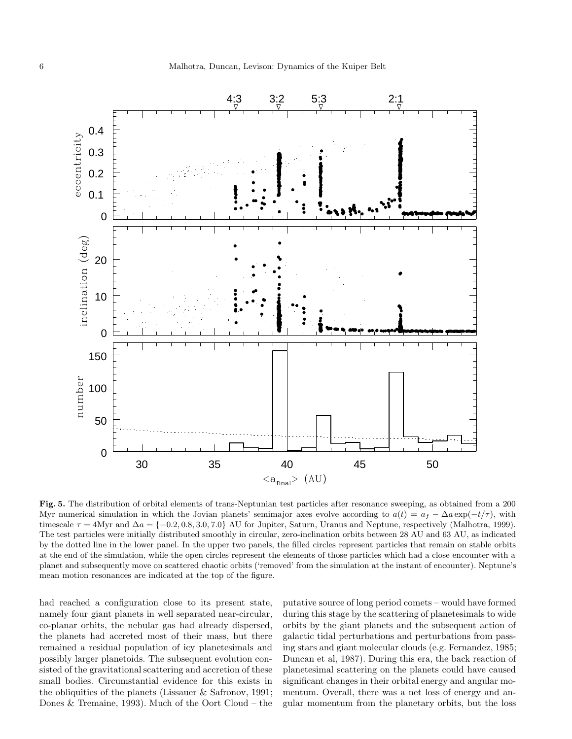**Fig. 5.** The distribution of orbital elements of trans-Neptunian test particles after resonance sweeping, as obtained from a 200 Myr numerical simulation in which the Jovian planets' semimajor axes evolve according to $a(t) = a_f - \Delta a \exp(-t/\tau)$, with timescale $\tau = 4$Myr and $\Delta a = \{-0.2, 0.8, 3.0, 7.0\}$ AU for Jupiter, Saturn, Uranus and Neptune, respectively (Malhotra, 1999). The test particles were initially distributed smoothly in circular, zero-inclination orbits between 28 AU and 63 AU, as indicated by the dotted line in the lower panel. In the upper two panels, the filled circles represent particles that remain on stable orbits at the end of the simulation, while the open circles represent the elements of those particles which had a close encounter with a planet and subsequently move on scattered chaotic orbits ('removed' from the simulation at the instant of encounter). Neptune's mean motion resonances are indicated at the top of the figure.

had reached a configuration close to its present state, namely four giant planets in well separated near-circular, co-planar orbits, the nebular gas had already dispersed, the planets had accreted most of their mass, but there remained a residual population of icy planetesimals and possibly larger planetoids. The subsequent evolution consisted of the gravitational scattering and accretion of these small bodies. Circumstantial evidence for this exists in the obliquities of the planets (Lissauer & Safronov, 1991; Dones & Tremaine, 1993). Much of the Oort Cloud – the putative source of long period comets – would have formed during this stage by the scattering of planetesimals to wide orbits by the giant planets and the subsequent action of galactic tidal perturbations and perturbations from passing stars and giant molecular clouds (e.g. Fernandez, 1985; Duncan et al, 1987). During this era, the back reaction of planetesimal scattering on the planets could have caused significant changes in their orbital energy and angular momentum. Overall, there was a net loss of energy and angular momentum from the planetary orbits, but the loss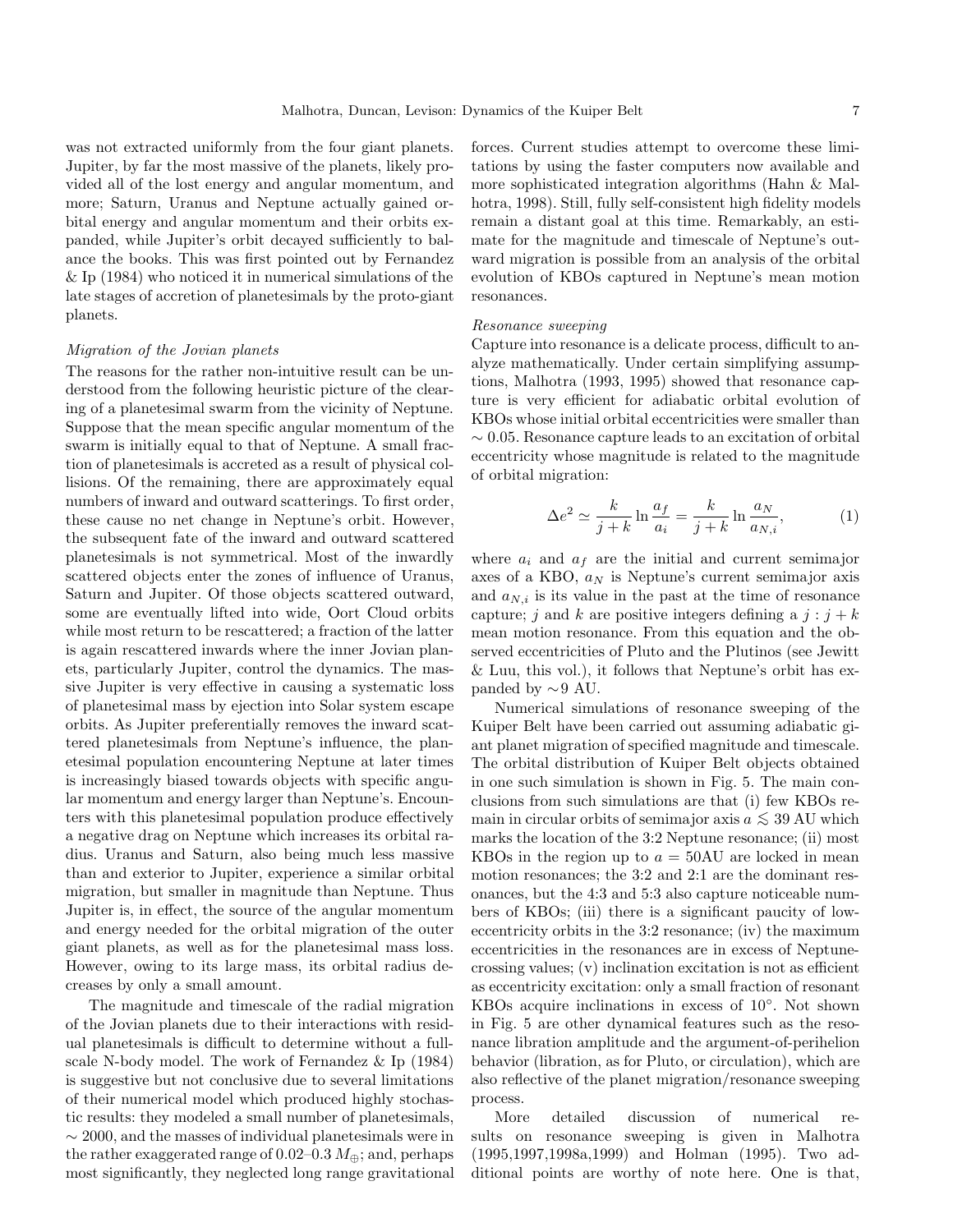was not extracted uniformly from the four giant planets. Jupiter, by far the most massive of the planets, likely provided all of the lost energy and angular momentum, and more; Saturn, Uranus and Neptune actually gained orbital energy and angular momentum and their orbits expanded, while Jupiter's orbit decayed sufficiently to balance the books. This was first pointed out by Fernandez & Ip (1984) who noticed it in numerical simulations of the late stages of accretion of planetesimals by the proto-giant planets.

*Migration of the Jovian planets*

The reasons for the rather non-intuitive result can be understood from the following heuristic picture of the clearing of a planetesimal swarm from the vicinity of Neptune. Suppose that the mean specific angular momentum of the swarm is initially equal to that of Neptune. A small fraction of planetesimals is accreted as a result of physical collisions. Of the remaining, there are approximately equal numbers of inward and outward scatterings. To first order, these cause no net change in Neptune's orbit. However, the subsequent fate of the inward and outward scattered planetesimals is not symmetrical. Most of the inwardly scattered objects enter the zones of influence of Uranus, Saturn and Jupiter. Of those objects scattered outward, some are eventually lifted into wide, Oort Cloud orbits while most return to be rescattered; a fraction of the latter is again rescattered inwards where the inner Jovian planets, particularly Jupiter, control the dynamics. The massive Jupiter is very effective in causing a systematic loss of planetesimal mass by ejection into Solar system escape orbits. As Jupiter preferentially removes the inward scattered planetesimals from Neptune's influence, the planetesimal population encountering Neptune at later times is increasingly biased towards objects with specific angular momentum and energy larger than Neptune's. Encounters with this planetesimal population produce effectively a negative drag on Neptune which increases its orbital radius. Uranus and Saturn, also being much less massive than and exterior to Jupiter, experience a similar orbital migration, but smaller in magnitude than Neptune. Thus Jupiter is, in effect, the source of the angular momentum and energy needed for the orbital migration of the outer giant planets, as well as for the planetesimal mass loss. However, owing to its large mass, its orbital radius decreases by only a small amount.

The magnitude and timescale of the radial migration of the Jovian planets due to their interactions with residual planetesimals is difficult to determine without a full-scale N-body model. The work of Fernandez & Ip (1984) is suggestive but not conclusive due to several limitations of their numerical model which produced highly stochastic results: they modeled a small number of planetesimals, $\sim 2000$, and the masses of individual planetesimals were in the rather exaggerated range of 0.02–0.3 $M_\oplus$; and, perhaps most significantly, they neglected long range gravitational forces. Current studies attempt to overcome these limitations by using the faster computers now available and more sophisticated integration algorithms (Hahn & Malhotra, 1998). Still, fully self-consistent high fidelity models remain a distant goal at this time. Remarkably, an estimate for the magnitude and timescale of Neptune's outward migration is possible from an analysis of the orbital evolution of KBOs captured in Neptune's mean motion resonances.

*Resonance sweeping*

Capture into resonance is a delicate process, difficult to analyze mathematically. Under certain simplifying assumptions, Malhotra (1993, 1995) showed that resonance capture is very efficient for adiabatic orbital evolution of KBOs whose initial orbital eccentricities were smaller than $\sim 0.05$. Resonance capture leads to an excitation of orbital eccentricity whose magnitude is related to the magnitude of orbital migration:

$$\Delta e^2 \simeq \frac{k}{j+k} \ln \frac{a_f}{a_i} = \frac{k}{j+k} \ln \frac{a_N}{a_{N,i}}, \tag{1}$$

where $a_i$ and $a_f$ are the initial and current semimajor axes of a KBO, $a_N$ is Neptune's current semimajor axis and $a_{N,i}$ is its value in the past at the time of resonance capture; $j$ and $k$ are positive integers defining a $j : j+k$ mean motion resonance. From this equation and the observed eccentricities of Pluto and the Plutinos (see Jewitt & Luu, this vol.), it follows that Neptune's orbit has expanded by $\sim 9$ AU.

Numerical simulations of resonance sweeping of the Kuiper Belt have been carried out assuming adiabatic giant planet migration of specified magnitude and timescale. The orbital distribution of Kuiper Belt objects obtained in one such simulation is shown in Fig. 5. The main conclusions from such simulations are that (i) few KBOs remain in circular orbits of semimajor axis $a \lesssim 39$ AU which marks the location of the 3:2 Neptune resonance; (ii) most KBOs in the region up to $a = 50$AU are locked in mean motion resonances; the 3:2 and 2:1 are the dominant resonances, but the 4:3 and 5:3 also capture noticeable numbers of KBOs; (iii) there is a significant paucity of low-eccentricity orbits in the 3:2 resonance; (iv) the maximum eccentricities in the resonances are in excess of Neptune-crossing values; (v) inclination excitation is not as efficient as eccentricity excitation: only a small fraction of resonant KBOs acquire inclinations in excess of 10°. Not shown in Fig. 5 are other dynamical features such as the resonance libration amplitude and the argument-of-perihelion behavior (libration, as for Pluto, or circulation), which are also reflective of the planet migration/resonance sweeping process.

More detailed discussion of numerical results on resonance sweeping is given in Malhotra (1995,1997,1998a,1999) and Holman (1995). Two additional points are worthy of note here. One is that,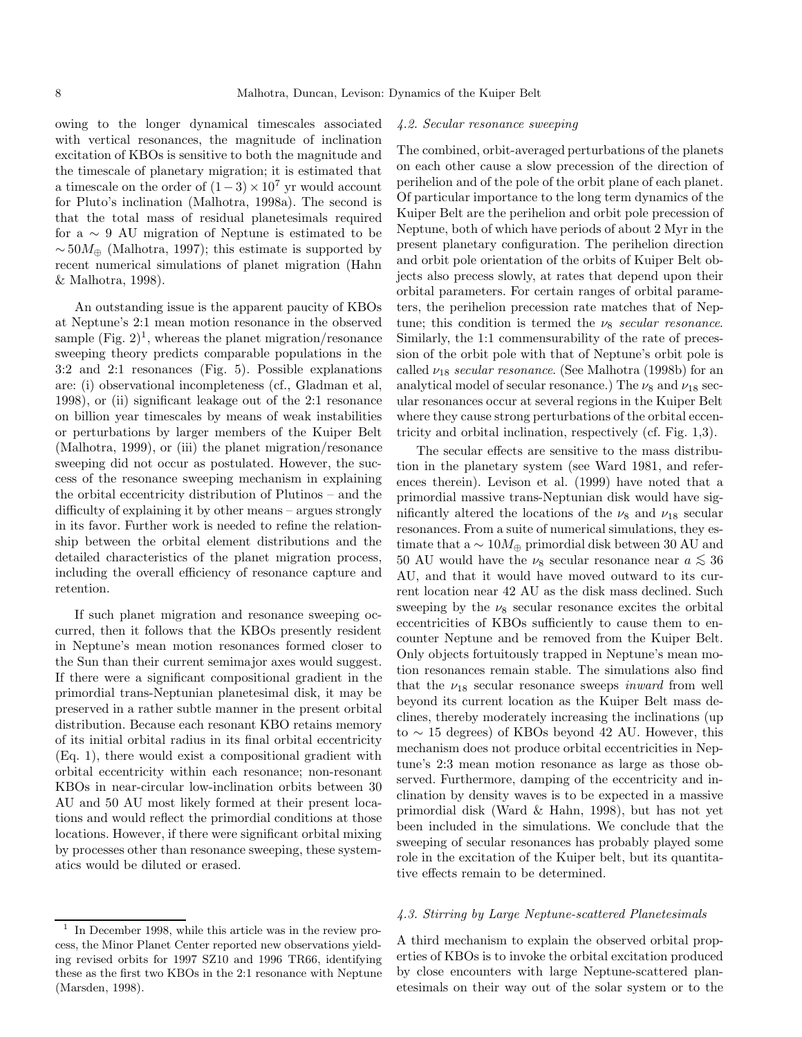owing to the longer dynamical timescales associated with vertical resonances, the magnitude of inclination excitation of KBOs is sensitive to both the magnitude and the timescale of planetary migration; it is estimated that a timescale on the order of $(1-3)\times10^7$ yr would account for Pluto's inclination (Malhotra, 1998a). The second is that the total mass of residual planetesimals required for a $\sim$ 9 AU migration of Neptune is estimated to be $\sim 50 M_\oplus$ (Malhotra, 1997); this estimate is supported by recent numerical simulations of planet migration (Hahn & Malhotra, 1998).

An outstanding issue is the apparent paucity of KBOs at Neptune's 2:1 mean motion resonance in the observed sample (Fig. 2)[1], whereas the planet migration/resonance sweeping theory predicts comparable populations in the 3:2 and 2:1 resonances (Fig. 5). Possible explanations are: (i) observational incompleteness (cf., Gladman et al, 1998), or (ii) significant leakage out of the 2:1 resonance on billion year timescales by means of weak instabilities or perturbations by larger members of the Kuiper Belt (Malhotra, 1999), or (iii) the planet migration/resonance sweeping did not occur as postulated. However, the success of the resonance sweeping mechanism in explaining the orbital eccentricity distribution of Plutinos – and the difficulty of explaining it by other means – argues strongly in its favor. Further work is needed to refine the relationship between the orbital element distributions and the detailed characteristics of the planet migration process, including the overall efficiency of resonance capture and retention.

If such planet migration and resonance sweeping occurred, then it follows that the KBOs presently resident in Neptune's mean motion resonances formed closer to the Sun than their current semimajor axes would suggest. If there were a significant compositional gradient in the primordial trans-Neptunian planetesimal disk, it may be preserved in a rather subtle manner in the present orbital distribution. Because each resonant KBO retains memory of its initial orbital radius in its final orbital eccentricity (Eq. 1), there would exist a compositional gradient with orbital eccentricity within each resonance; non-resonant KBOs in near-circular low-inclination orbits between 30 AU and 50 AU most likely formed at their present locations and would reflect the primordial conditions at those locations. However, if there were significant orbital mixing by processes other than resonance sweeping, these systematics would be diluted or erased.

[1] In December 1998, while this article was in the review process, the Minor Planet Center reported new observations yielding revised orbits for 1997 SZ10 and 1996 TR66, identifying these as the first two KBOs in the 2:1 resonance with Neptune (Marsden, 1998).

#### 4.2. Secular resonance sweeping

The combined, orbit-averaged perturbations of the planets on each other cause a slow precession of the direction of perihelion and of the pole of the orbit plane of each planet. Of particular importance to the long term dynamics of the Kuiper Belt are the perihelion and orbit pole precession of Neptune, both of which have periods of about 2 Myr in the present planetary configuration. The perihelion direction and orbit pole orientation of the orbits of Kuiper Belt objects also precess slowly, at rates that depend upon their orbital parameters. For certain ranges of orbital parameters, the perihelion precession rate matches that of Neptune; this condition is termed the $\nu_8$ *secular resonance*. Similarly, the 1:1 commensurability of the rate of precession of the orbit pole with that of Neptune's orbit pole is called $\nu_{18}$ *secular resonance*. (See Malhotra (1998b) for an analytical model of secular resonance.) The $\nu_8$ and $\nu_{18}$ secular resonances occur at several regions in the Kuiper Belt where they cause strong perturbations of the orbital eccentricity and orbital inclination, respectively (cf. Fig. 1,3).

The secular effects are sensitive to the mass distribution in the planetary system (see Ward 1981, and references therein). Levison et al. (1999) have noted that a primordial massive trans-Neptunian disk would have significantly altered the locations of the $\nu_8$ and $\nu_{18}$ secular resonances. From a suite of numerical simulations, they estimate that a $\sim 10 M_\oplus$ primordial disk between 30 AU and 50 AU would have the $\nu_8$ secular resonance near $a \lesssim 36$ AU, and that it would have moved outward to its current location near 42 AU as the disk mass declined. Such sweeping by the $\nu_8$ secular resonance excites the orbital eccentricities of KBOs sufficiently to cause them to encounter Neptune and be removed from the Kuiper Belt. Only objects fortuitously trapped in Neptune's mean motion resonances remain stable. The simulations also find that the $\nu_{18}$ secular resonance sweeps *inward* from well beyond its current location as the Kuiper Belt mass declines, thereby moderately increasing the inclinations (up to $\sim$ 15 degrees) of KBOs beyond 42 AU. However, this mechanism does not produce orbital eccentricities in Neptune's 2:3 mean motion resonance as large as those observed. Furthermore, damping of the eccentricity and inclination by density waves is to be expected in a massive primordial disk (Ward & Hahn, 1998), but has not yet been included in the simulations. We conclude that the sweeping of secular resonances has probably played some role in the excitation of the Kuiper belt, but its quantitative effects remain to be determined.

#### 4.3. Stirring by Large Neptune-scattered Planetesimals

A third mechanism to explain the observed orbital properties of KBOs is to invoke the orbital excitation produced by close encounters with large Neptune-scattered planetesimals on their way out of the solar system or to the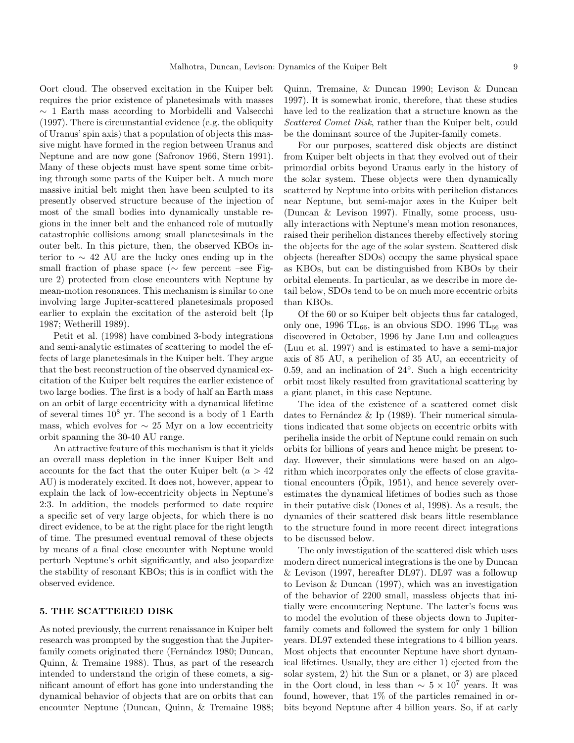Oort cloud. The observed excitation in the Kuiper belt requires the prior existence of planetesimals with masses $\sim$ 1 Earth mass according to Morbidelli and Valsecchi (1997). There is circumstantial evidence (e.g. the obliquity of Uranus' spin axis) that a population of objects this massive might have formed in the region between Uranus and Neptune and are now gone (Safronov 1966, Stern 1991). Many of these objects must have spent some time orbiting through some parts of the Kuiper belt. A much more massive initial belt might then have been sculpted to its presently observed structure because of the injection of most of the small bodies into dynamically unstable regions in the inner belt and the enhanced role of mutually catastrophic collisions among small planetesimals in the outer belt. In this picture, then, the observed KBOs interior to $\sim$ 42 AU are the lucky ones ending up in the small fraction of phase space ($\sim$ few percent –see Figure 2) protected from close encounters with Neptune by mean-motion resonances. This mechanism is similar to one involving large Jupiter-scattered planetesimals proposed earlier to explain the excitation of the asteroid belt (Ip 1987; Wetherill 1989).

Petit et al. (1998) have combined 3-body integrations and semi-analytic estimates of scattering to model the effects of large planetesimals in the Kuiper belt. They argue that the best reconstruction of the observed dynamical excitation of the Kuiper belt requires the earlier existence of two large bodies. The first is a body of half an Earth mass on an orbit of large eccentricity with a dynamical lifetime of several times $10^8$ yr. The second is a body of 1 Earth mass, which evolves for $\sim$ 25 Myr on a low eccentricity orbit spanning the 30-40 AU range.

An attractive feature of this mechanism is that it yields an overall mass depletion in the inner Kuiper Belt and accounts for the fact that the outer Kuiper belt ($a > 42$ AU) is moderately excited. It does not, however, appear to explain the lack of low-eccentricity objects in Neptune's 2:3. In addition, the models performed to date require a specific set of very large objects, for which there is no direct evidence, to be at the right place for the right length of time. The presumed eventual removal of these objects by means of a final close encounter with Neptune would perturb Neptune's orbit significantly, and also jeopardize the stability of resonant KBOs; this is in conflict with the observed evidence.

## 5. THE SCATTERED DISK

As noted previously, the current renaissance in Kuiper belt research was prompted by the suggestion that the Jupiter-family comets originated there (Fernández 1980; Duncan, Quinn, & Tremaine 1988). Thus, as part of the research intended to understand the origin of these comets, a significant amount of effort has gone into understanding the dynamical behavior of objects that are on orbits that can encounter Neptune (Duncan, Quinn, & Tremaine 1988; Quinn, Tremaine, & Duncan 1990; Levison & Duncan 1997). It is somewhat ironic, therefore, that these studies have led to the realization that a structure known as the *Scattered Comet Disk*, rather than the Kuiper belt, could be the dominant source of the Jupiter-family comets.

For our purposes, scattered disk objects are distinct from Kuiper belt objects in that they evolved out of their primordial orbits beyond Uranus early in the history of the solar system. These objects were then dynamically scattered by Neptune into orbits with perihelion distances near Neptune, but semi-major axes in the Kuiper belt (Duncan & Levison 1997). Finally, some process, usually interactions with Neptune's mean motion resonances, raised their perihelion distances thereby effectively storing the objects for the age of the solar system. Scattered disk objects (hereafter SDOs) occupy the same physical space as KBOs, but can be distinguished from KBOs by their orbital elements. In particular, as we describe in more detail below, SDOs tend to be on much more eccentric orbits than KBOs.

Of the 60 or so Kuiper belt objects thus far cataloged, only one, 1996 $TL_{66}$, is an obvious SDO. 1996 $TL_{66}$ was discovered in October, 1996 by Jane Luu and colleagues (Luu et al. 1997) and is estimated to have a semi-major axis of 85 AU, a perihelion of 35 AU, an eccentricity of 0.59, and an inclination of 24°. Such a high eccentricity orbit most likely resulted from gravitational scattering by a giant planet, in this case Neptune.

The idea of the existence of a scattered comet disk dates to Fernández & Ip (1989). Their numerical simulations indicated that some objects on eccentric orbits with perihelia inside the orbit of Neptune could remain on such orbits for billions of years and hence might be present today. However, their simulations were based on an algorithm which incorporates only the effects of close gravitational encounters (Öpik, 1951), and hence severely overestimates the dynamical lifetimes of bodies such as those in their putative disk (Dones et al, 1998). As a result, the dynamics of their scattered disk bears little resemblance to the structure found in more recent direct integrations to be discussed below.

The only investigation of the scattered disk which uses modern direct numerical integrations is the one by Duncan & Levison (1997, hereafter DL97). DL97 was a followup to Levison & Duncan (1997), which was an investigation of the behavior of 2200 small, massless objects that initially were encountering Neptune. The latter's focus was to model the evolution of these objects down to Jupiter-family comets and followed the system for only 1 billion years. DL97 extended these integrations to 4 billion years. Most objects that encounter Neptune have short dynamical lifetimes. Usually, they are either 1) ejected from the solar system, 2) hit the Sun or a planet, or 3) are placed in the Oort cloud, in less than $\sim 5 \times 10^7$ years. It was found, however, that 1% of the particles remained in orbits beyond Neptune after 4 billion years. So, if at early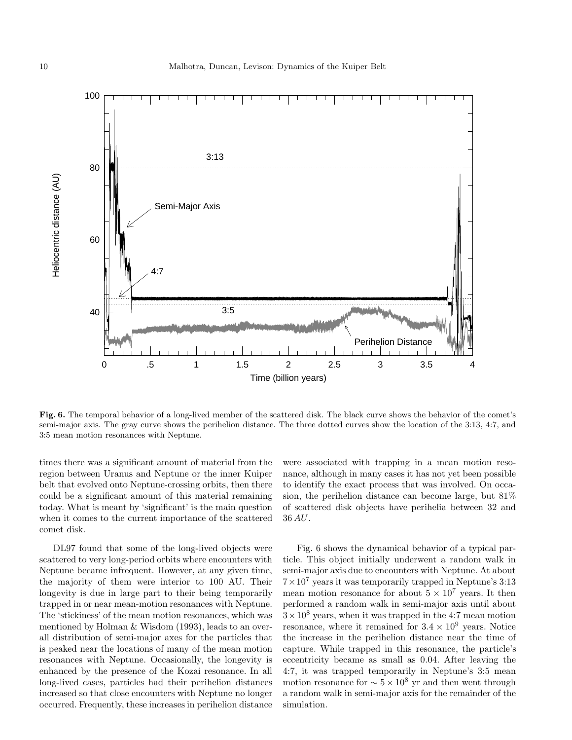**Fig. 6.** The temporal behavior of a long-lived member of the scattered disk. The black curve shows the behavior of the comet's semi-major axis. The gray curve shows the perihelion distance. The three dotted curves show the location of the 3:13, 4:7, and 3:5 mean motion resonances with Neptune.

times there was a significant amount of material from the region between Uranus and Neptune or the inner Kuiper belt that evolved onto Neptune-crossing orbits, then there could be a significant amount of this material remaining today. What is meant by 'significant' is the main question when it comes to the current importance of the scattered comet disk.

DL97 found that some of the long-lived objects were scattered to very long-period orbits where encounters with Neptune became infrequent. However, at any given time, the majority of them were interior to 100 AU. Their longevity is due in large part to their being temporarily trapped in or near mean-motion resonances with Neptune. The 'stickiness' of the mean motion resonances, which was mentioned by Holman & Wisdom (1993), leads to an overall distribution of semi-major axes for the particles that is peaked near the locations of many of the mean motion resonances with Neptune. Occasionally, the longevity is enhanced by the presence of the Kozai resonance. In all long-lived cases, particles had their perihelion distances increased so that close encounters with Neptune no longer occurred. Frequently, these increases in perihelion distance were associated with trapping in a mean motion resonance, although in many cases it has not yet been possible to identify the exact process that was involved. On occasion, the perihelion distance can become large, but 81% of scattered disk objects have perihelia between 32 and 36 $AU$.

Fig. 6 shows the dynamical behavior of a typical particle. This object initially underwent a random walk in semi-major axis due to encounters with Neptune. At about $7 \times 10^7$ years it was temporarily trapped in Neptune's 3:13 mean motion resonance for about $5 \times 10^7$ years. It then performed a random walk in semi-major axis until about $3 \times 10^8$ years, when it was trapped in the 4:7 mean motion resonance, where it remained for $3.4 \times 10^9$ years. Notice the increase in the perihelion distance near the time of capture. While trapped in this resonance, the particle's eccentricity became as small as 0.04. After leaving the 4:7, it was trapped temporarily in Neptune's 3:5 mean motion resonance for $\sim 5 \times 10^8$ yr and then went through a random walk in semi-major axis for the remainder of the simulation.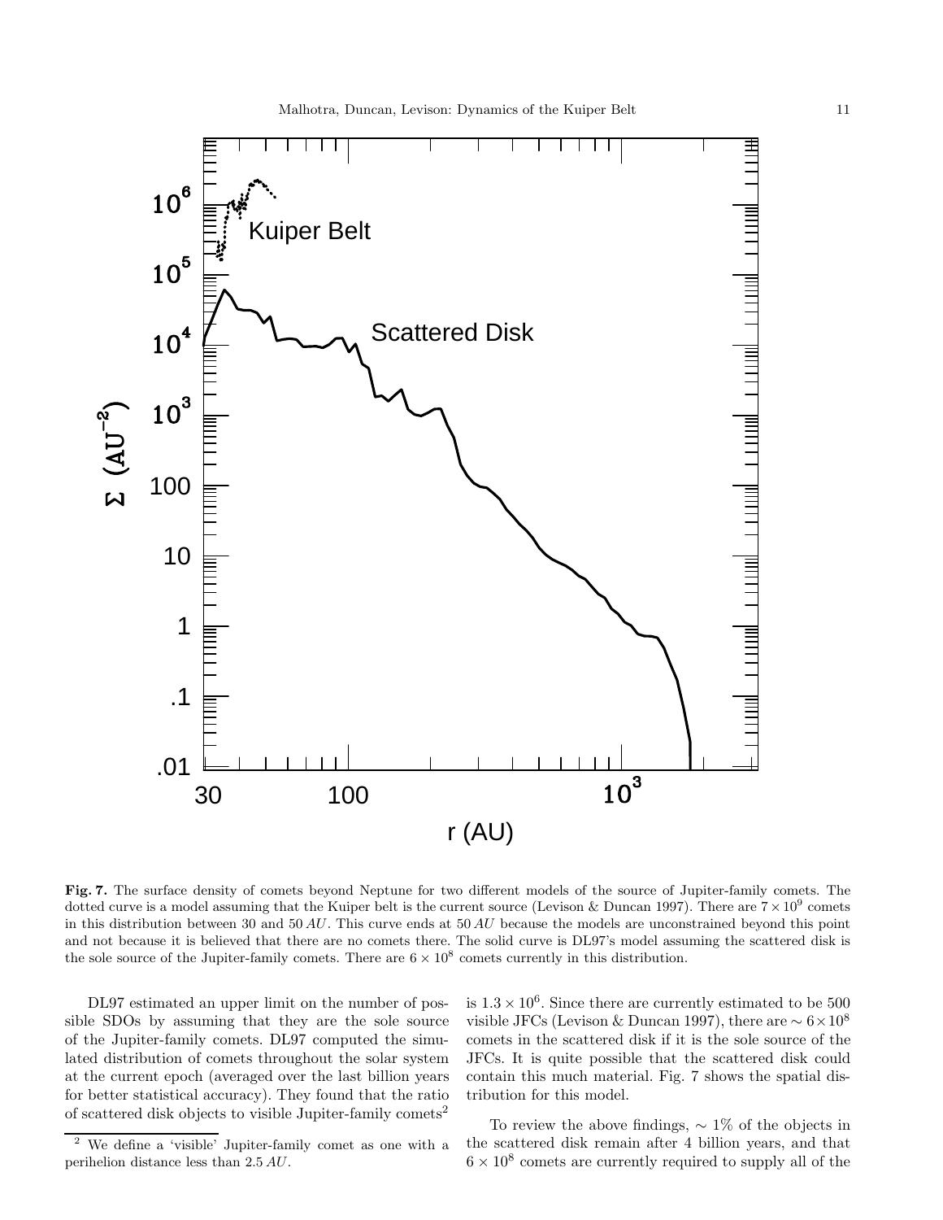**Fig. 7.** The surface density of comets beyond Neptune for two different models of the source of Jupiter-family comets. The dotted curve is a model assuming that the Kuiper belt is the current source (Levison & Duncan 1997). There are $7 \times 10^9$ comets in this distribution between 30 and 50 $AU$. This curve ends at 50 $AU$ because the models are unconstrained beyond this point and not because it is believed that there are no comets there. The solid curve is DL97's model assuming the scattered disk is the sole source of the Jupiter-family comets. There are $6 \times 10^8$ comets currently in this distribution.

DL97 estimated an upper limit on the number of possible SDOs by assuming that they are the sole source of the Jupiter-family comets. DL97 computed the simulated distribution of comets throughout the solar system at the current epoch (averaged over the last billion years for better statistical accuracy). They found that the ratio of scattered disk objects to visible Jupiter-family comets[2] is $1.3 \times 10^6$. Since there are currently estimated to be 500 visible JFCs (Levison & Duncan 1997), there are $\sim 6 \times 10^8$ comets in the scattered disk if it is the sole source of the JFCs. It is quite possible that the scattered disk could contain this much material. Fig. 7 shows the spatial distribution for this model.

To review the above findings, $\sim 1\%$ of the objects in the scattered disk remain after 4 billion years, and that $6 \times 10^8$ comets are currently required to supply all of the

[2] We define a 'visible' Jupiter-family comet as one with a perihelion distance less than 2.5 $AU$.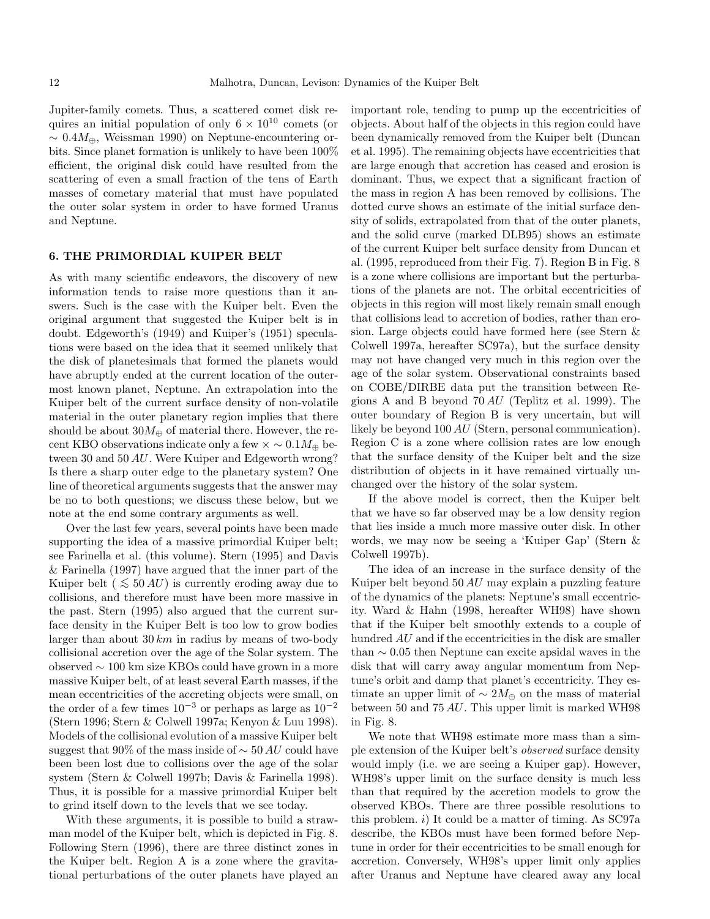Jupiter-family comets. Thus, a scattered comet disk requires an initial population of only $6 \times 10^{10}$ comets (or $\sim 0.4 M_{\oplus}$, Weissman 1990) on Neptune-encountering orbits. Since planet formation is unlikely to have been 100% efficient, the original disk could have resulted from the scattering of even a small fraction of the tens of Earth masses of cometary material that must have populated the outer solar system in order to have formed Uranus and Neptune.

## 6. THE PRIMORDIAL KUIPER BELT

As with many scientific endeavors, the discovery of new information tends to raise more questions than it answers. Such is the case with the Kuiper belt. Even the original argument that suggested the Kuiper belt is in doubt. Edgeworth's (1949) and Kuiper's (1951) speculations were based on the idea that it seemed unlikely that the disk of planetesimals that formed the planets would have abruptly ended at the current location of the outermost known planet, Neptune. An extrapolation into the Kuiper belt of the current surface density of non-volatile material in the outer planetary region implies that there should be about $30 M_{\oplus}$ of material there. However, the recent KBO observations indicate only a few $\times \sim 0.1 M_{\oplus}$ between 30 and 50 $AU$. Were Kuiper and Edgeworth wrong? Is there a sharp outer edge to the planetary system? One line of theoretical arguments suggests that the answer may be no to both questions; we discuss these below, but we note at the end some contrary arguments as well.

Over the last few years, several points have been made supporting the idea of a massive primordial Kuiper belt; see Farinella et al. (this volume). Stern (1995) and Davis & Farinella (1997) have argued that the inner part of the Kuiper belt ( $\lesssim 50\,AU$) is currently eroding away due to collisions, and therefore must have been more massive in the past. Stern (1995) also argued that the current surface density in the Kuiper Belt is too low to grow bodies larger than about $30\,km$ in radius by means of two-body collisional accretion over the age of the Solar system. The observed $\sim 100$ km size KBOs could have grown in a more massive Kuiper belt, of at least several Earth masses, if the mean eccentricities of the accreting objects were small, on the order of a few times $10^{-3}$ or perhaps as large as $10^{-2}$ (Stern 1996; Stern & Colwell 1997a; Kenyon & Luu 1998). Models of the collisional evolution of a massive Kuiper belt suggest that 90% of the mass inside of $\sim 50\,AU$ could have been been lost due to collisions over the age of the solar system (Stern & Colwell 1997b; Davis & Farinella 1998). Thus, it is possible for a massive primordial Kuiper belt to grind itself down to the levels that we see today.

With these arguments, it is possible to build a strawman model of the Kuiper belt, which is depicted in Fig. 8. Following Stern (1996), there are three distinct zones in the Kuiper belt. Region A is a zone where the gravitational perturbations of the outer planets have played an important role, tending to pump up the eccentricities of objects. About half of the objects in this region could have been dynamically removed from the Kuiper belt (Duncan et al. 1995). The remaining objects have eccentricities that are large enough that accretion has ceased and erosion is dominant. Thus, we expect that a significant fraction of the mass in region A has been removed by collisions. The dotted curve shows an estimate of the initial surface density of solids, extrapolated from that of the outer planets, and the solid curve (marked DLB95) shows an estimate of the current Kuiper belt surface density from Duncan et al. (1995, reproduced from their Fig. 7). Region B in Fig. 8 is a zone where collisions are important but the perturbations of the planets are not. The orbital eccentricities of objects in this region will most likely remain small enough that collisions lead to accretion of bodies, rather than erosion. Large objects could have formed here (see Stern & Colwell 1997a, hereafter SC97a), but the surface density may not have changed very much in this region over the age of the solar system. Observational constraints based on COBE/DIRBE data put the transition between Regions A and B beyond $70\,AU$ (Teplitz et al. 1999). The outer boundary of Region B is very uncertain, but will likely be beyond $100\,AU$ (Stern, personal communication). Region C is a zone where collision rates are low enough that the surface density of the Kuiper belt and the size distribution of objects in it have remained virtually unchanged over the history of the solar system.

If the above model is correct, then the Kuiper belt that we have so far observed may be a low density region that lies inside a much more massive outer disk. In other words, we may now be seeing a 'Kuiper Gap' (Stern & Colwell 1997b).

The idea of an increase in the surface density of the Kuiper belt beyond $50\,AU$ may explain a puzzling feature of the dynamics of the planets: Neptune's small eccentricity. Ward & Hahn (1998, hereafter WH98) have shown that if the Kuiper belt smoothly extends to a couple of hundred $AU$ and if the eccentricities in the disk are smaller than $\sim 0.05$ then Neptune can excite apsidal waves in the disk that will carry away angular momentum from Neptune's orbit and damp that planet's eccentricity. They estimate an upper limit of $\sim 2 M_{\oplus}$ on the mass of material between 50 and $75\,AU$. This upper limit is marked WH98 in Fig. 8.

We note that WH98 estimate more mass than a simple extension of the Kuiper belt's *observed* surface density would imply (i.e. we are seeing a Kuiper gap). However, WH98's upper limit on the surface density is much less than that required by the accretion models to grow the observed KBOs. There are three possible resolutions to this problem. *i)* It could be a matter of timing. As SC97a describe, the KBOs must have been formed before Neptune in order for their eccentricities to be small enough for accretion. Conversely, WH98's upper limit only applies after Uranus and Neptune have cleared away any local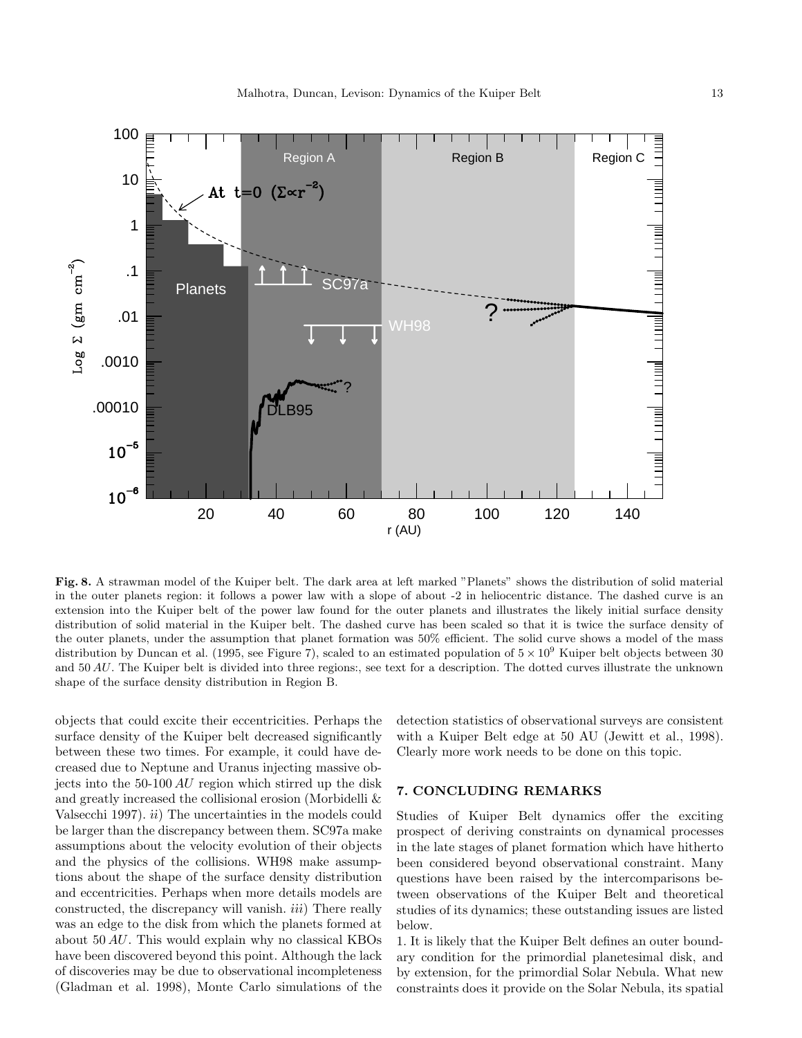**Fig. 8.** A strawman model of the Kuiper belt. The dark area at left marked "Planets" shows the distribution of solid material in the outer planets region: it follows a power law with a slope of about -2 in heliocentric distance. The dashed curve is an extension into the Kuiper belt of the power law found for the outer planets and illustrates the likely initial surface density distribution of solid material in the Kuiper belt. The dashed curve has been scaled so that it is twice the surface density of the outer planets, under the assumption that planet formation was 50% efficient. The solid curve shows a model of the mass distribution by Duncan et al. (1995, see Figure 7), scaled to an estimated population of $5 \times 10^9$ Kuiper belt objects between 30 and 50 *AU*. The Kuiper belt is divided into three regions:, see text for a description. The dotted curves illustrate the unknown shape of the surface density distribution in Region B.

objects that could excite their eccentricities. Perhaps the surface density of the Kuiper belt decreased significantly between these two times. For example, it could have decreased due to Neptune and Uranus injecting massive objects into the 50-100 *AU* region which stirred up the disk and greatly increased the collisional erosion (Morbidelli & Valsecchi 1997). *ii*) The uncertainties in the models could be larger than the discrepancy between them. SC97a make assumptions about the velocity evolution of their objects and the physics of the collisions. WH98 make assumptions about the shape of the surface density distribution and eccentricities. Perhaps when more details models are constructed, the discrepancy will vanish. *iii*) There really was an edge to the disk from which the planets formed at about 50 *AU*. This would explain why no classical KBOs have been discovered beyond this point. Although the lack of discoveries may be due to observational incompleteness (Gladman et al. 1998), Monte Carlo simulations of the detection statistics of observational surveys are consistent with a Kuiper Belt edge at 50 AU (Jewitt et al., 1998). Clearly more work needs to be done on this topic.

## 7. CONCLUDING REMARKS

Studies of Kuiper Belt dynamics offer the exciting prospect of deriving constraints on dynamical processes in the late stages of planet formation which have hitherto been considered beyond observational constraint. Many questions have been raised by the intercomparisons between observations of the Kuiper Belt and theoretical studies of its dynamics; these outstanding issues are listed below.

1. It is likely that the Kuiper Belt defines an outer boundary condition for the primordial planetesimal disk, and by extension, for the primordial Solar Nebula. What new constraints does it provide on the Solar Nebula, its spatial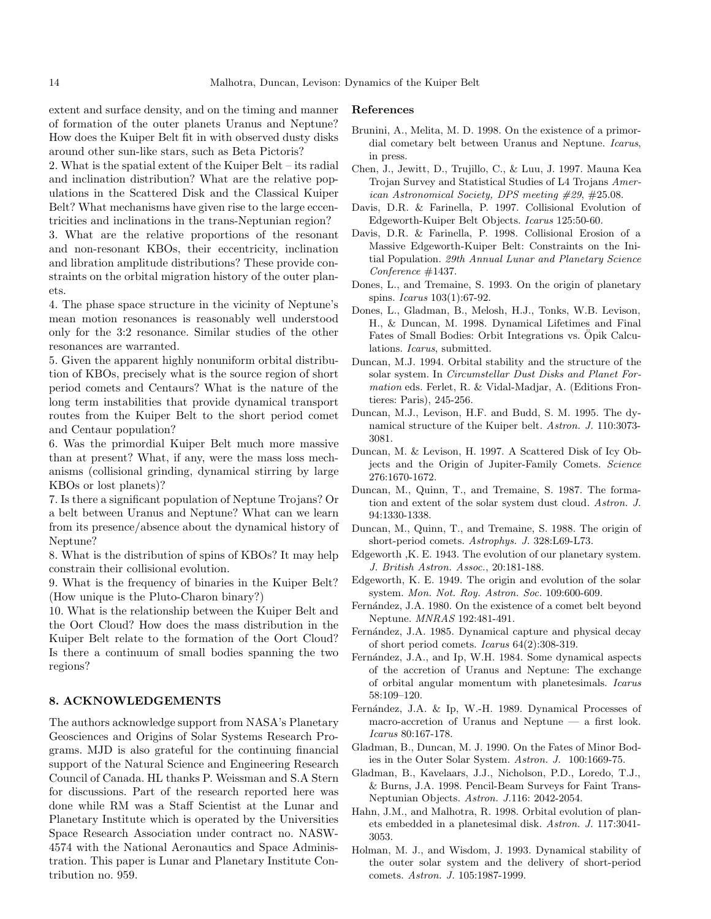extent and surface density, and on the timing and manner of formation of the outer planets Uranus and Neptune? How does the Kuiper Belt fit in with observed dusty disks around other sun-like stars, such as Beta Pictoris?

2. What is the spatial extent of the Kuiper Belt – its radial and inclination distribution? What are the relative populations in the Scattered Disk and the Classical Kuiper Belt? What mechanisms have given rise to the large eccentricities and inclinations in the trans-Neptunian region?

3. What are the relative proportions of the resonant and non-resonant KBOs, their eccentricity, inclination and libration amplitude distributions? These provide constraints on the orbital migration history of the outer planets.

4. The phase space structure in the vicinity of Neptune's mean motion resonances is reasonably well understood only for the 3:2 resonance. Similar studies of the other resonances are warranted.

5. Given the apparent highly nonuniform orbital distribution of KBOs, precisely what is the source region of short period comets and Centaurs? What is the nature of the long term instabilities that provide dynamical transport routes from the Kuiper Belt to the short period comet and Centaur population?

6. Was the primordial Kuiper Belt much more massive than at present? What, if any, were the mass loss mechanisms (collisional grinding, dynamical stirring by large KBOs or lost planets)?

7. Is there a significant population of Neptune Trojans? Or a belt between Uranus and Neptune? What can we learn from its presence/absence about the dynamical history of Neptune?

8. What is the distribution of spins of KBOs? It may help constrain their collisional evolution.

9. What is the frequency of binaries in the Kuiper Belt? (How unique is the Pluto-Charon binary?)

10. What is the relationship between the Kuiper Belt and the Oort Cloud? How does the mass distribution in the Kuiper Belt relate to the formation of the Oort Cloud? Is there a continuum of small bodies spanning the two regions?

## 8. ACKNOWLEDGEMENTS

The authors acknowledge support from NASA's Planetary Geosciences and Origins of Solar Systems Research Programs. MJD is also grateful for the continuing financial support of the Natural Science and Engineering Research Council of Canada. HL thanks P. Weissman and S.A Stern for discussions. Part of the research reported here was done while RM was a Staff Scientist at the Lunar and Planetary Institute which is operated by the Universities Space Research Association under contract no. NASW-4574 with the National Aeronautics and Space Administration. This paper is Lunar and Planetary Institute Contribution no. 959.

## References

Brunini, A., Melita, M. D. 1998. On the existence of a primordial cometary belt between Uranus and Neptune. *Icarus*, in press.

Chen, J., Jewitt, D., Trujillo, C., & Luu, J. 1997. Mauna Kea Trojan Survey and Statistical Studies of L4 Trojans *American Astronomical Society, DPS meeting #29*, #25.08.

Davis, D.R. & Farinella, P. 1997. Collisional Evolution of Edgeworth-Kuiper Belt Objects. *Icarus* 125:50-60.

Davis, D.R. & Farinella, P. 1998. Collisional Erosion of a Massive Edgeworth-Kuiper Belt: Constraints on the Initial Population. *29th Annual Lunar and Planetary Science Conference* #1437.

Dones, L., and Tremaine, S. 1993. On the origin of planetary spins. *Icarus* 103(1):67-92.

Dones, L., Gladman, B., Melosh, H.J., Tonks, W.B. Levison, H., & Duncan, M. 1998. Dynamical Lifetimes and Final Fates of Small Bodies: Orbit Integrations vs. Öpik Calculations. *Icarus*, submitted.

Duncan, M.J. 1994. Orbital stability and the structure of the solar system. In *Circumstellar Dust Disks and Planet Formation* eds. Ferlet, R. & Vidal-Madjar, A. (Editions Frontieres: Paris), 245-256.

Duncan, M.J., Levison, H.F. and Budd, S. M. 1995. The dynamical structure of the Kuiper belt. *Astron. J.* 110:3073-3081.

Duncan, M. & Levison, H. 1997. A Scattered Disk of Icy Objects and the Origin of Jupiter-Family Comets. *Science* 276:1670-1672.

Duncan, M., Quinn, T., and Tremaine, S. 1987. The formation and extent of the solar system dust cloud. *Astron. J.* 94:1330-1338.

Duncan, M., Quinn, T., and Tremaine, S. 1988. The origin of short-period comets. *Astrophys. J.* 328:L69-L73.

Edgeworth ,K. E. 1943. The evolution of our planetary system. *J. British Astron. Assoc.*, 20:181-188.

Edgeworth, K. E. 1949. The origin and evolution of the solar system. *Mon. Not. Roy. Astron. Soc.* 109:600-609.

Fernández, J.A. 1980. On the existence of a comet belt beyond Neptune. *MNRAS* 192:481-491.

Fernández, J.A. 1985. Dynamical capture and physical decay of short period comets. *Icarus* 64(2):308-319.

Fernández, J.A., and Ip, W.H. 1984. Some dynamical aspects of the accretion of Uranus and Neptune: The exchange of orbital angular momentum with planetesimals. *Icarus* 58:109–120.

Fernández, J.A. & Ip, W.-H. 1989. Dynamical Processes of macro-accretion of Uranus and Neptune — a first look. *Icarus* 80:167-178.

Gladman, B., Duncan, M. J. 1990. On the Fates of Minor Bodies in the Outer Solar System. *Astron. J.* 100:1669-75.

Gladman, B., Kavelaars, J.J., Nicholson, P.D., Loredo, T.J., & Burns, J.A. 1998. Pencil-Beam Surveys for Faint Trans-Neptunian Objects. *Astron. J.*116: 2042-2054.

Hahn, J.M., and Malhotra, R. 1998. Orbital evolution of planets embedded in a planetesimal disk. *Astron. J.* 117:3041-3053.

Holman, M. J., and Wisdom, J. 1993. Dynamical stability of the outer solar system and the delivery of short-period comets. *Astron. J.* 105:1987-1999.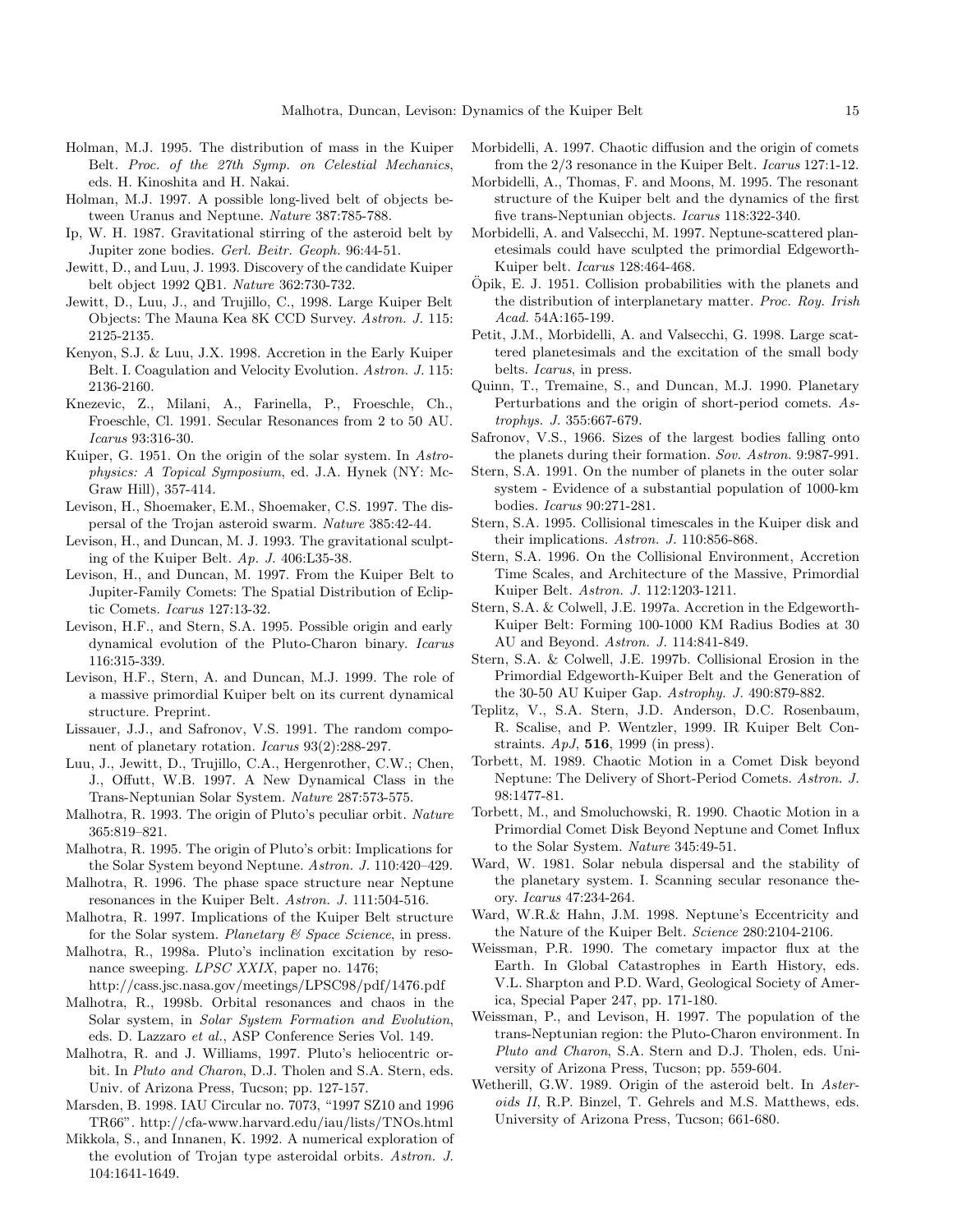Holman, M.J. 1995. The distribution of mass in the Kuiper Belt. *Proc. of the 27th Symp. on Celestial Mechanics*, eds. H. Kinoshita and H. Nakai.

Holman, M.J. 1997. A possible long-lived belt of objects between Uranus and Neptune. *Nature* 387:785-788.

Ip, W. H. 1987. Gravitational stirring of the asteroid belt by Jupiter zone bodies. *Gerl. Beitr. Geoph.* 96:44-51.

Jewitt, D., and Luu, J. 1993. Discovery of the candidate Kuiper belt object 1992 QB1. *Nature* 362:730-732.

Jewitt, D., Luu, J., and Trujillo, C., 1998. Large Kuiper Belt Objects: The Mauna Kea 8K CCD Survey. *Astron. J.* 115: 2125-2135.

Kenyon, S.J. & Luu, J.X. 1998. Accretion in the Early Kuiper Belt. I. Coagulation and Velocity Evolution. *Astron. J.* 115: 2136-2160.

Knezevic, Z., Milani, A., Farinella, P., Froeschle, Ch., Froeschle, Cl. 1991. Secular Resonances from 2 to 50 AU. *Icarus* 93:316-30.

Kuiper, G. 1951. On the origin of the solar system. In *Astrophysics: A Topical Symposium*, ed. J.A. Hynek (NY: McGraw Hill), 357-414.

Levison, H., Shoemaker, E.M., Shoemaker, C.S. 1997. The dispersal of the Trojan asteroid swarm. *Nature* 385:42-44.

Levison, H., and Duncan, M. J. 1993. The gravitational sculpting of the Kuiper Belt. *Ap. J.* 406:L35-38.

Levison, H., and Duncan, M. 1997. From the Kuiper Belt to Jupiter-Family Comets: The Spatial Distribution of Ecliptic Comets. *Icarus* 127:13-32.

Levison, H.F., and Stern, S.A. 1995. Possible origin and early dynamical evolution of the Pluto-Charon binary. *Icarus* 116:315-339.

Levison, H.F., Stern, A. and Duncan, M.J. 1999. The role of a massive primordial Kuiper belt on its current dynamical structure. Preprint.

Lissauer, J.J., and Safronov, V.S. 1991. The random component of planetary rotation. *Icarus* 93(2):288-297.

Luu, J., Jewitt, D., Trujillo, C.A., Hergenrother, C.W.; Chen, J., Offutt, W.B. 1997. A New Dynamical Class in the Trans-Neptunian Solar System. *Nature* 287:573-575.

Malhotra, R. 1993. The origin of Pluto's peculiar orbit. *Nature* 365:819–821.

Malhotra, R. 1995. The origin of Pluto's orbit: Implications for the Solar System beyond Neptune. *Astron. J.* 110:420–429.

Malhotra, R. 1996. The phase space structure near Neptune resonances in the Kuiper Belt. *Astron. J.* 111:504-516.

Malhotra, R. 1997. Implications of the Kuiper Belt structure for the Solar system. *Planetary & Space Science*, in press.

Malhotra, R., 1998a. Pluto's inclination excitation by resonance sweeping. *LPSC XXIX*, paper no. 1476; http://cass.jsc.nasa.gov/meetings/LPSC98/pdf/1476.pdf

Malhotra, R., 1998b. Orbital resonances and chaos in the Solar system, in *Solar System Formation and Evolution*, eds. D. Lazzaro *et al.*, ASP Conference Series Vol. 149.

Malhotra, R. and J. Williams, 1997. Pluto's heliocentric orbit. In *Pluto and Charon*, D.J. Tholen and S.A. Stern, eds. Univ. of Arizona Press, Tucson; pp. 127-157.

Marsden, B. 1998. IAU Circular no. 7073, "1997 SZ10 and 1996 TR66". http://cfa-www.harvard.edu/iau/lists/TNOs.html

Mikkola, S., and Innanen, K. 1992. A numerical exploration of the evolution of Trojan type asteroidal orbits. *Astron. J.* 104:1641-1649.

Morbidelli, A. 1997. Chaotic diffusion and the origin of comets from the 2/3 resonance in the Kuiper Belt. *Icarus* 127:1-12.

Morbidelli, A., Thomas, F. and Moons, M. 1995. The resonant structure of the Kuiper belt and the dynamics of the first five trans-Neptunian objects. *Icarus* 118:322-340.

Morbidelli, A. and Valsecchi, M. 1997. Neptune-scattered planetesimals could have sculpted the primordial Edgeworth-Kuiper belt. *Icarus* 128:464-468.

Öpik, E. J. 1951. Collision probabilities with the planets and the distribution of interplanetary matter. *Proc. Roy. Irish Acad.* 54A:165-199.

Petit, J.M., Morbidelli, A. and Valsecchi, G. 1998. Large scattered planetesimals and the excitation of the small body belts. *Icarus*, in press.

Quinn, T., Tremaine, S., and Duncan, M.J. 1990. Planetary Perturbations and the origin of short-period comets. *Astrophys. J.* 355:667-679.

Safronov, V.S., 1966. Sizes of the largest bodies falling onto the planets during their formation. *Sov. Astron.* 9:987-991.

Stern, S.A. 1991. On the number of planets in the outer solar system - Evidence of a substantial population of 1000-km bodies. *Icarus* 90:271-281.

Stern, S.A. 1995. Collisional timescales in the Kuiper disk and their implications. *Astron. J.* 110:856-868.

Stern, S.A. 1996. On the Collisional Environment, Accretion Time Scales, and Architecture of the Massive, Primordial Kuiper Belt. *Astron. J.* 112:1203-1211.

Stern, S.A. & Colwell, J.E. 1997a. Accretion in the Edgeworth-Kuiper Belt: Forming 100-1000 KM Radius Bodies at 30 AU and Beyond. *Astron. J.* 114:841-849.

Stern, S.A. & Colwell, J.E. 1997b. Collisional Erosion in the Primordial Edgeworth-Kuiper Belt and the Generation of the 30-50 AU Kuiper Gap. *Astrophy. J.* 490:879-882.

Teplitz, V., S.A. Stern, J.D. Anderson, D.C. Rosenbaum, R. Scalise, and P. Wentzler, 1999. IR Kuiper Belt Constraints. *ApJ*, **516**, 1999 (in press).

Torbett, M. 1989. Chaotic Motion in a Comet Disk beyond Neptune: The Delivery of Short-Period Comets. *Astron. J.* 98:1477-81.

Torbett, M., and Smoluchowski, R. 1990. Chaotic Motion in a Primordial Comet Disk Beyond Neptune and Comet Influx to the Solar System. *Nature* 345:49-51.

Ward, W. 1981. Solar nebula dispersal and the stability of the planetary system. I. Scanning secular resonance theory. *Icarus* 47:234-264.

Ward, W.R.& Hahn, J.M. 1998. Neptune's Eccentricity and the Nature of the Kuiper Belt. *Science* 280:2104-2106.

Weissman, P.R. 1990. The cometary impactor flux at the Earth. In Global Catastrophes in Earth History, eds. V.L. Sharpton and P.D. Ward, Geological Society of America, Special Paper 247, pp. 171-180.

Weissman, P., and Levison, H. 1997. The population of the trans-Neptunian region: the Pluto-Charon environment. In *Pluto and Charon*, S.A. Stern and D.J. Tholen, eds. University of Arizona Press, Tucson; pp. 559-604.

Wetherill, G.W. 1989. Origin of the asteroid belt. In *Asteroids II*, R.P. Binzel, T. Gehrels and M.S. Matthews, eds. University of Arizona Press, Tucson; 661-680.